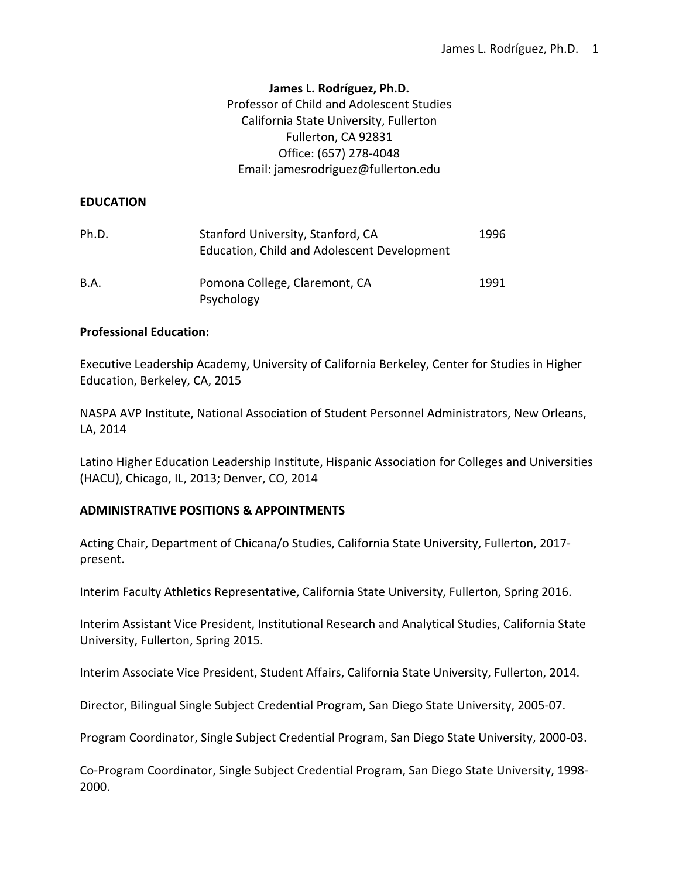# James L. Rodríguez, Ph.D.

Professor of Child and Adolescent Studies
California State University, Fullerton
Fullerton, CA 92831
Office: (657) 278-4048
Email: jamesrodriguez@fullerton.edu

## EDUCATION

| | | |
|---|---|---|
| Ph.D. | Stanford University, Stanford, CA<br>Education, Child and Adolescent Development | 1996 |
| B.A. | Pomona College, Claremont, CA<br>Psychology | 1991 |

**Professional Education:**

Executive Leadership Academy, University of California Berkeley, Center for Studies in Higher Education, Berkeley, CA, 2015

NASPA AVP Institute, National Association of Student Personnel Administrators, New Orleans, LA, 2014

Latino Higher Education Leadership Institute, Hispanic Association for Colleges and Universities (HACU), Chicago, IL, 2013; Denver, CO, 2014

## ADMINISTRATIVE POSITIONS & APPOINTMENTS

Acting Chair, Department of Chicana/o Studies, California State University, Fullerton, 2017-present.

Interim Faculty Athletics Representative, California State University, Fullerton, Spring 2016.

Interim Assistant Vice President, Institutional Research and Analytical Studies, California State University, Fullerton, Spring 2015.

Interim Associate Vice President, Student Affairs, California State University, Fullerton, 2014.

Director, Bilingual Single Subject Credential Program, San Diego State University, 2005-07.

Program Coordinator, Single Subject Credential Program, San Diego State University, 2000-03.

Co-Program Coordinator, Single Subject Credential Program, San Diego State University, 1998-2000.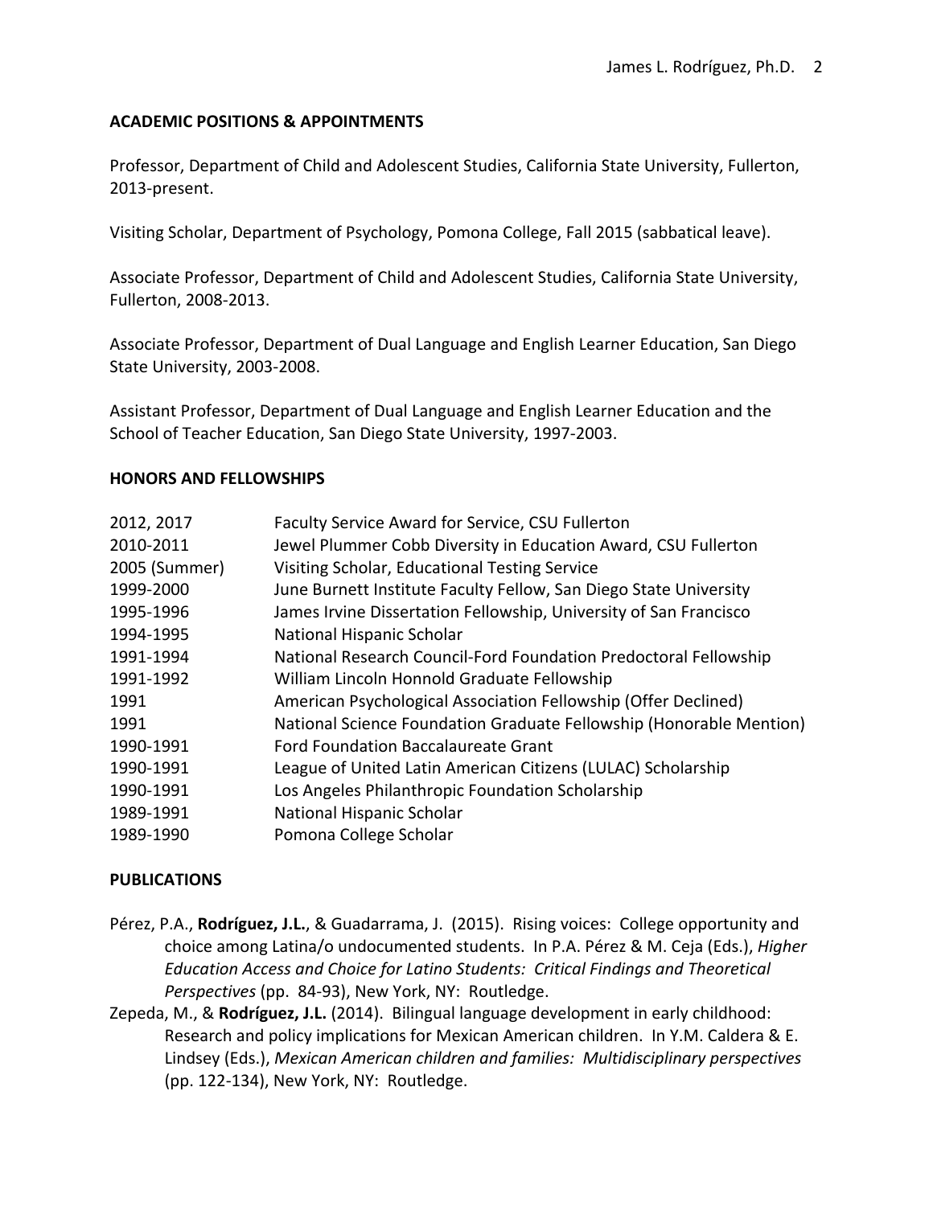## ACADEMIC POSITIONS & APPOINTMENTS

Professor, Department of Child and Adolescent Studies, California State University, Fullerton, 2013-present.

Visiting Scholar, Department of Psychology, Pomona College, Fall 2015 (sabbatical leave).

Associate Professor, Department of Child and Adolescent Studies, California State University, Fullerton, 2008-2013.

Associate Professor, Department of Dual Language and English Learner Education, San Diego State University, 2003-2008.

Assistant Professor, Department of Dual Language and English Learner Education and the School of Teacher Education, San Diego State University, 1997-2003.

## HONORS AND FELLOWSHIPS

| | |
|---|---|
| 2012, 2017 | Faculty Service Award for Service, CSU Fullerton |
| 2010-2011 | Jewel Plummer Cobb Diversity in Education Award, CSU Fullerton |
| 2005 (Summer) | Visiting Scholar, Educational Testing Service |
| 1999-2000 | June Burnett Institute Faculty Fellow, San Diego State University |
| 1995-1996 | James Irvine Dissertation Fellowship, University of San Francisco |
| 1994-1995 | National Hispanic Scholar |
| 1991-1994 | National Research Council-Ford Foundation Predoctoral Fellowship |
| 1991-1992 | William Lincoln Honnold Graduate Fellowship |
| 1991 | American Psychological Association Fellowship (Offer Declined) |
| 1991 | National Science Foundation Graduate Fellowship (Honorable Mention) |
| 1990-1991 | Ford Foundation Baccalaureate Grant |
| 1990-1991 | League of United Latin American Citizens (LULAC) Scholarship |
| 1990-1991 | Los Angeles Philanthropic Foundation Scholarship |
| 1989-1991 | National Hispanic Scholar |
| 1989-1990 | Pomona College Scholar |

## PUBLICATIONS

Pérez, P.A., **Rodríguez, J.L.**, & Guadarrama, J. (2015). Rising voices: College opportunity and choice among Latina/o undocumented students. In P.A. Pérez & M. Ceja (Eds.), *Higher Education Access and Choice for Latino Students: Critical Findings and Theoretical Perspectives* (pp. 84-93), New York, NY: Routledge.

Zepeda, M., & **Rodríguez, J.L.** (2014). Bilingual language development in early childhood: Research and policy implications for Mexican American children. In Y.M. Caldera & E. Lindsey (Eds.), *Mexican American children and families: Multidisciplinary perspectives* (pp. 122-134), New York, NY: Routledge.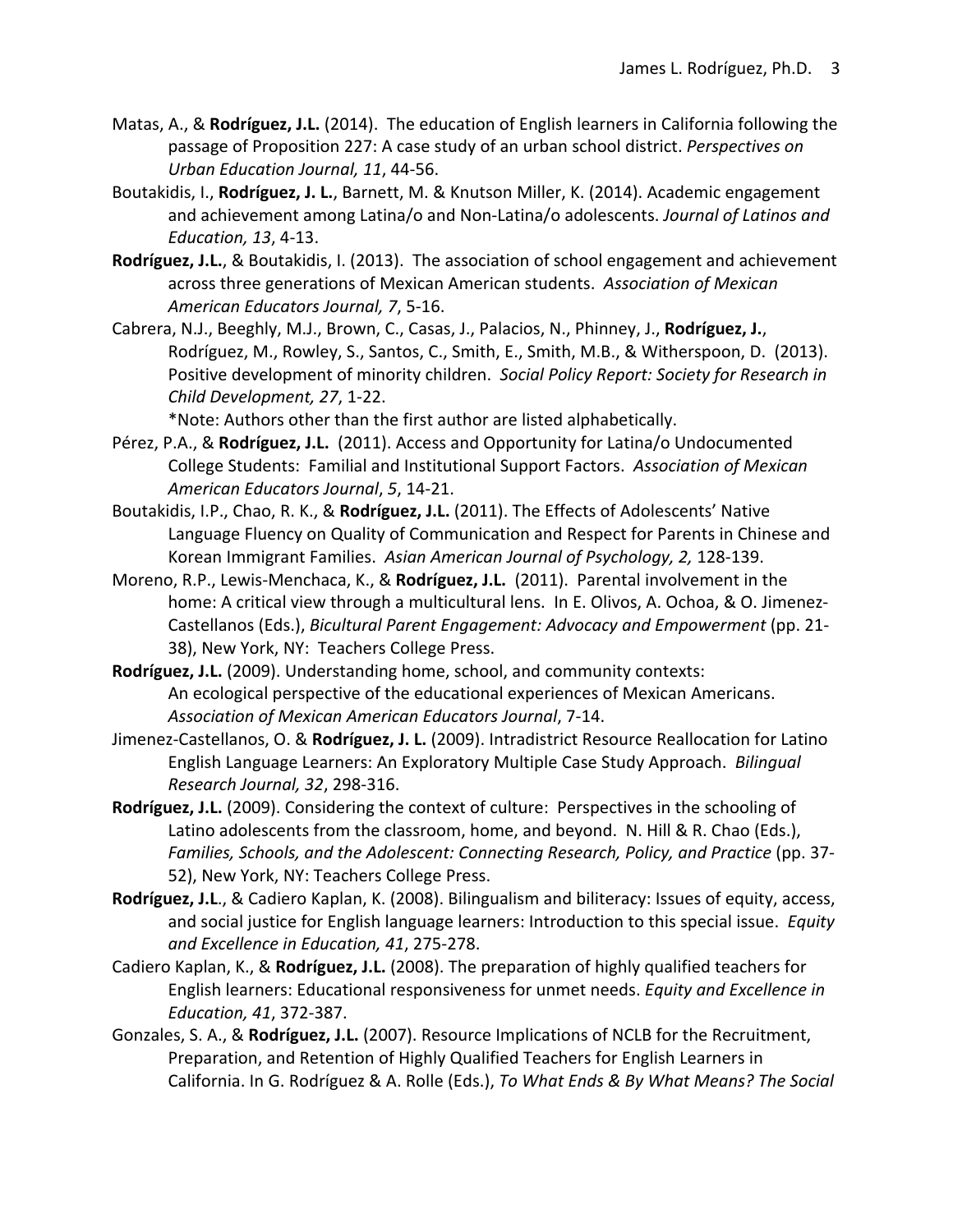Matas, A., & **Rodríguez, J.L.** (2014). The education of English learners in California following the passage of Proposition 227: A case study of an urban school district. *Perspectives on Urban Education Journal, 11*, 44-56.

Boutakidis, I., **Rodríguez, J. L.**, Barnett, M. & Knutson Miller, K. (2014). Academic engagement and achievement among Latina/o and Non-Latina/o adolescents. *Journal of Latinos and Education, 13*, 4-13.

**Rodríguez, J.L.**, & Boutakidis, I. (2013). The association of school engagement and achievement across three generations of Mexican American students. *Association of Mexican American Educators Journal, 7*, 5-16.

Cabrera, N.J., Beeghly, M.J., Brown, C., Casas, J., Palacios, N., Phinney, J., **Rodríguez, J.**, Rodríguez, M., Rowley, S., Santos, C., Smith, E., Smith, M.B., & Witherspoon, D. (2013). Positive development of minority children. *Social Policy Report: Society for Research in Child Development, 27*, 1-22.
*Note: Authors other than the first author are listed alphabetically.

Pérez, P.A., & **Rodríguez, J.L.** (2011). Access and Opportunity for Latina/o Undocumented College Students: Familial and Institutional Support Factors. *Association of Mexican American Educators Journal*, *5*, 14-21.

Boutakidis, I.P., Chao, R. K., & **Rodríguez, J.L.** (2011). The Effects of Adolescents' Native Language Fluency on Quality of Communication and Respect for Parents in Chinese and Korean Immigrant Families. *Asian American Journal of Psychology, 2,* 128-139.

Moreno, R.P., Lewis-Menchaca, K., & **Rodríguez, J.L.** (2011). Parental involvement in the home: A critical view through a multicultural lens. In E. Olivos, A. Ochoa, & O. Jimenez-Castellanos (Eds.), *Bicultural Parent Engagement: Advocacy and Empowerment* (pp. 21-38), New York, NY: Teachers College Press.

**Rodríguez, J.L.** (2009). Understanding home, school, and community contexts: An ecological perspective of the educational experiences of Mexican Americans. *Association of Mexican American Educators Journal*, 7-14.

Jimenez-Castellanos, O. & **Rodríguez, J. L.** (2009). Intradistrict Resource Reallocation for Latino English Language Learners: An Exploratory Multiple Case Study Approach. *Bilingual Research Journal, 32*, 298-316.

**Rodríguez, J.L.** (2009). Considering the context of culture: Perspectives in the schooling of Latino adolescents from the classroom, home, and beyond. N. Hill & R. Chao (Eds.), *Families, Schools, and the Adolescent: Connecting Research, Policy, and Practice* (pp. 37-52), New York, NY: Teachers College Press.

**Rodríguez, J.L**., & Cadiero Kaplan, K. (2008). Bilingualism and biliteracy: Issues of equity, access, and social justice for English language learners: Introduction to this special issue. *Equity and Excellence in Education, 41*, 275-278.

Cadiero Kaplan, K., & **Rodríguez, J.L.** (2008). The preparation of highly qualified teachers for English learners: Educational responsiveness for unmet needs. *Equity and Excellence in Education, 41*, 372-387.

Gonzales, S. A., & **Rodríguez, J.L.** (2007). Resource Implications of NCLB for the Recruitment, Preparation, and Retention of Highly Qualified Teachers for English Learners in California. In G. Rodríguez & A. Rolle (Eds.), *To What Ends & By What Means? The Social*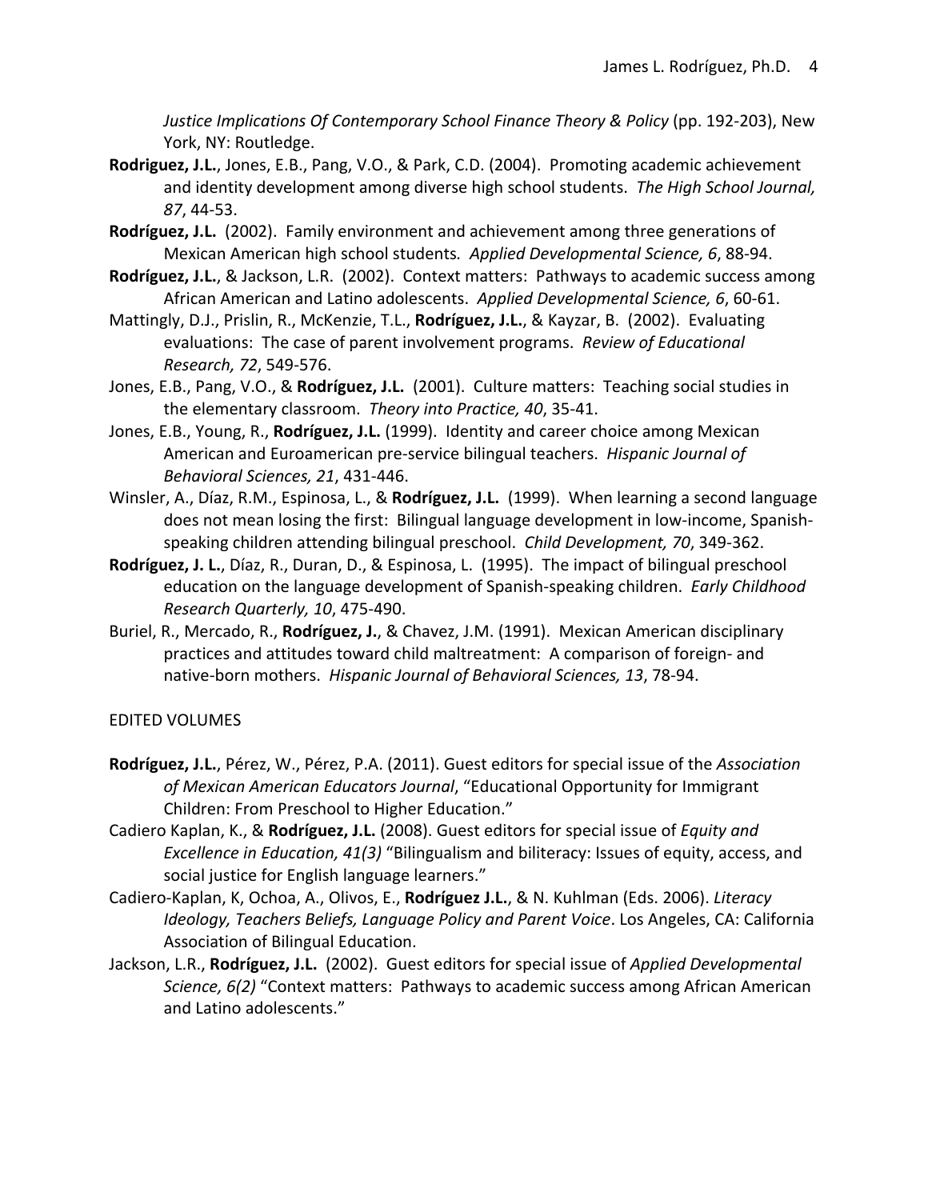*Justice Implications Of Contemporary School Finance Theory & Policy* (pp. 192-203), New York, NY: Routledge.

**Rodriguez, J.L.**, Jones, E.B., Pang, V.O., & Park, C.D. (2004). Promoting academic achievement and identity development among diverse high school students. *The High School Journal, 87*, 44-53.

**Rodríguez, J.L.** (2002). Family environment and achievement among three generations of Mexican American high school students*. Applied Developmental Science, 6*, 88-94.

**Rodríguez, J.L.**, & Jackson, L.R. (2002). Context matters: Pathways to academic success among African American and Latino adolescents. *Applied Developmental Science, 6*, 60-61.

Mattingly, D.J., Prislin, R., McKenzie, T.L., **Rodríguez, J.L.**, & Kayzar, B. (2002). Evaluating evaluations: The case of parent involvement programs. *Review of Educational Research, 72*, 549-576.

Jones, E.B., Pang, V.O., & **Rodríguez, J.L.** (2001). Culture matters: Teaching social studies in the elementary classroom. *Theory into Practice, 40*, 35-41.

Jones, E.B., Young, R., **Rodríguez, J.L.** (1999). Identity and career choice among Mexican American and Euroamerican pre-service bilingual teachers. *Hispanic Journal of Behavioral Sciences, 21*, 431-446.

Winsler, A., Díaz, R.M., Espinosa, L., & **Rodríguez, J.L.** (1999). When learning a second language does not mean losing the first: Bilingual language development in low-income, Spanish-speaking children attending bilingual preschool. *Child Development, 70*, 349-362.

**Rodríguez, J. L.**, Díaz, R., Duran, D., & Espinosa, L. (1995). The impact of bilingual preschool education on the language development of Spanish-speaking children. *Early Childhood Research Quarterly, 10*, 475-490.

Buriel, R., Mercado, R., **Rodríguez, J.**, & Chavez, J.M. (1991). Mexican American disciplinary practices and attitudes toward child maltreatment: A comparison of foreign- and native-born mothers. *Hispanic Journal of Behavioral Sciences, 13*, 78-94.

EDITED VOLUMES

**Rodríguez, J.L.**, Pérez, W., Pérez, P.A. (2011). Guest editors for special issue of the *Association of Mexican American Educators Journal*, "Educational Opportunity for Immigrant Children: From Preschool to Higher Education."

Cadiero Kaplan, K., & **Rodríguez, J.L.** (2008). Guest editors for special issue of *Equity and Excellence in Education, 41(3)* "Bilingualism and biliteracy: Issues of equity, access, and social justice for English language learners."

Cadiero-Kaplan, K, Ochoa, A., Olivos, E., **Rodríguez J.L.**, & N. Kuhlman (Eds. 2006). *Literacy Ideology, Teachers Beliefs, Language Policy and Parent Voice*. Los Angeles, CA: California Association of Bilingual Education.

Jackson, L.R., **Rodríguez, J.L.** (2002). Guest editors for special issue of *Applied Developmental Science, 6(2)* "Context matters: Pathways to academic success among African American and Latino adolescents."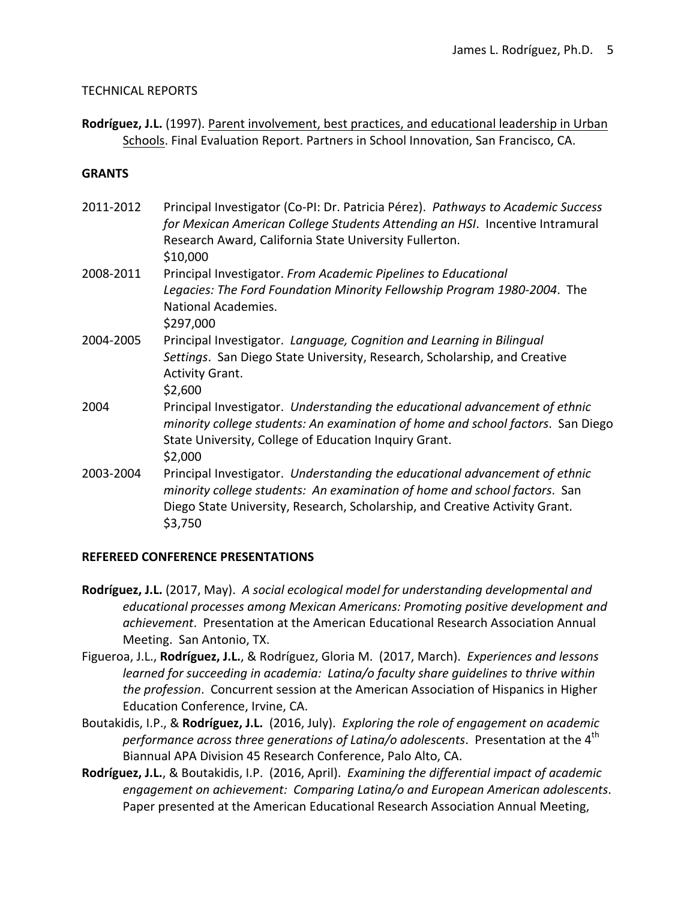TECHNICAL REPORTS

**Rodríguez, J.L.** (1997). Parent involvement, best practices, and educational leadership in Urban Schools. Final Evaluation Report. Partners in School Innovation, San Francisco, CA.

## GRANTS

2011-2012 Principal Investigator (Co-PI: Dr. Patricia Pérez). *Pathways to Academic Success for Mexican American College Students Attending an HSI*. Incentive Intramural Research Award, California State University Fullerton.
$10,000

2008-2011 Principal Investigator. *From Academic Pipelines to Educational Legacies: The Ford Foundation Minority Fellowship Program 1980-2004*. The National Academies.
$297,000

2004-2005 Principal Investigator. *Language, Cognition and Learning in Bilingual Settings*. San Diego State University, Research, Scholarship, and Creative Activity Grant.
$2,600

2004 Principal Investigator. *Understanding the educational advancement of ethnic minority college students: An examination of home and school factors*. San Diego State University, College of Education Inquiry Grant.
$2,000

2003-2004 Principal Investigator. *Understanding the educational advancement of ethnic minority college students: An examination of home and school factors*. San Diego State University, Research, Scholarship, and Creative Activity Grant.
$3,750

## REFEREED CONFERENCE PRESENTATIONS

**Rodríguez, J.L.** (2017, May). *A social ecological model for understanding developmental and educational processes among Mexican Americans: Promoting positive development and achievement*. Presentation at the American Educational Research Association Annual Meeting. San Antonio, TX.

Figueroa, J.L., **Rodríguez, J.L.**, & Rodríguez, Gloria M. (2017, March). *Experiences and lessons learned for succeeding in academia: Latina/o faculty share guidelines to thrive within the profession*. Concurrent session at the American Association of Hispanics in Higher Education Conference, Irvine, CA.

Boutakidis, I.P., & **Rodríguez, J.L.** (2016, July). *Exploring the role of engagement on academic performance across three generations of Latina/o adolescents*. Presentation at the 4th Biannual APA Division 45 Research Conference, Palo Alto, CA.

**Rodríguez, J.L.**, & Boutakidis, I.P. (2016, April). *Examining the differential impact of academic engagement on achievement: Comparing Latina/o and European American adolescents*. Paper presented at the American Educational Research Association Annual Meeting,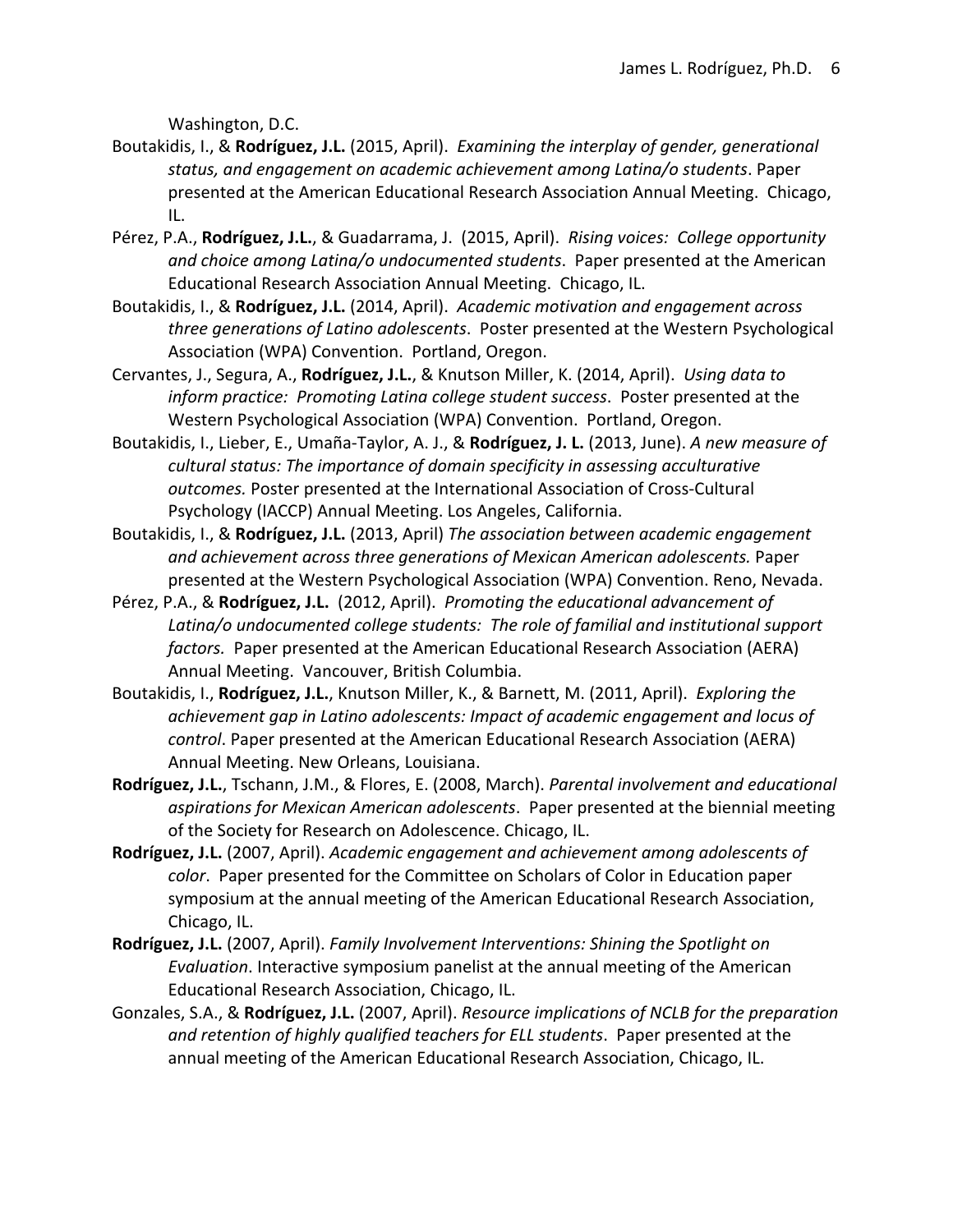Washington, D.C.

Boutakidis, I., & **Rodríguez, J.L.** (2015, April). *Examining the interplay of gender, generational status, and engagement on academic achievement among Latina/o students*. Paper presented at the American Educational Research Association Annual Meeting. Chicago, IL.

Pérez, P.A., **Rodríguez, J.L.**, & Guadarrama, J. (2015, April). *Rising voices: College opportunity and choice among Latina/o undocumented students*. Paper presented at the American Educational Research Association Annual Meeting. Chicago, IL.

Boutakidis, I., & **Rodríguez, J.L.** (2014, April). *Academic motivation and engagement across three generations of Latino adolescents*. Poster presented at the Western Psychological Association (WPA) Convention. Portland, Oregon.

Cervantes, J., Segura, A., **Rodríguez, J.L.**, & Knutson Miller, K. (2014, April). *Using data to inform practice: Promoting Latina college student success*. Poster presented at the Western Psychological Association (WPA) Convention. Portland, Oregon.

Boutakidis, I., Lieber, E., Umaña-Taylor, A. J., & **Rodríguez, J. L.** (2013, June). *A new measure of cultural status: The importance of domain specificity in assessing acculturative outcomes.* Poster presented at the International Association of Cross-Cultural Psychology (IACCP) Annual Meeting. Los Angeles, California.

Boutakidis, I., & **Rodríguez, J.L.** (2013, April) *The association between academic engagement and achievement across three generations of Mexican American adolescents.* Paper presented at the Western Psychological Association (WPA) Convention. Reno, Nevada.

Pérez, P.A., & **Rodríguez, J.L.** (2012, April). *Promoting the educational advancement of Latina/o undocumented college students: The role of familial and institutional support factors.* Paper presented at the American Educational Research Association (AERA) Annual Meeting. Vancouver, British Columbia.

Boutakidis, I., **Rodríguez, J.L.**, Knutson Miller, K., & Barnett, M. (2011, April). *Exploring the achievement gap in Latino adolescents: Impact of academic engagement and locus of control*. Paper presented at the American Educational Research Association (AERA) Annual Meeting. New Orleans, Louisiana.

**Rodríguez, J.L.**, Tschann, J.M., & Flores, E. (2008, March). *Parental involvement and educational aspirations for Mexican American adolescents*. Paper presented at the biennial meeting of the Society for Research on Adolescence. Chicago, IL.

**Rodríguez, J.L.** (2007, April). *Academic engagement and achievement among adolescents of color*. Paper presented for the Committee on Scholars of Color in Education paper symposium at the annual meeting of the American Educational Research Association, Chicago, IL.

**Rodríguez, J.L.** (2007, April). *Family Involvement Interventions: Shining the Spotlight on Evaluation*. Interactive symposium panelist at the annual meeting of the American Educational Research Association, Chicago, IL.

Gonzales, S.A., & **Rodríguez, J.L.** (2007, April). *Resource implications of NCLB for the preparation and retention of highly qualified teachers for ELL students*. Paper presented at the annual meeting of the American Educational Research Association, Chicago, IL.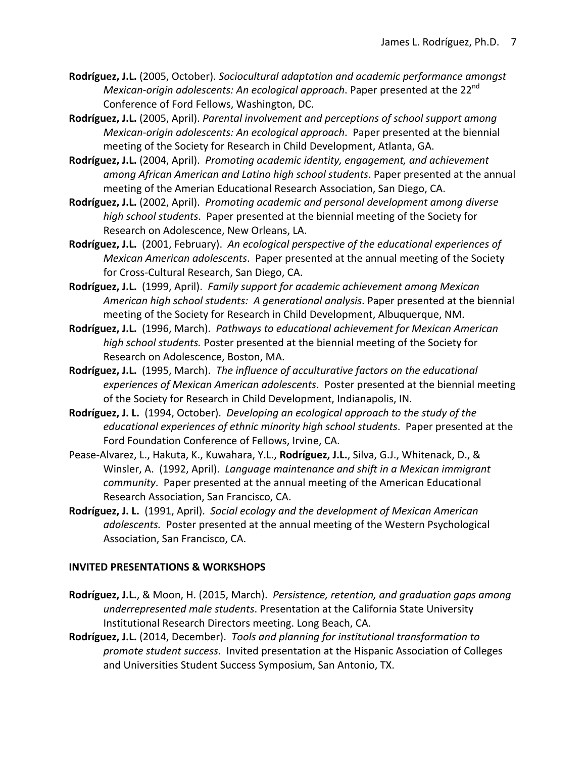**Rodríguez, J.L.** (2005, October). *Sociocultural adaptation and academic performance amongst Mexican-origin adolescents: An ecological approach*. Paper presented at the 22nd Conference of Ford Fellows, Washington, DC.

**Rodríguez, J.L.** (2005, April). *Parental involvement and perceptions of school support among Mexican-origin adolescents: An ecological approach*. Paper presented at the biennial meeting of the Society for Research in Child Development, Atlanta, GA.

**Rodríguez, J.L.** (2004, April). *Promoting academic identity, engagement, and achievement among African American and Latino high school students*. Paper presented at the annual meeting of the Amerian Educational Research Association, San Diego, CA.

**Rodríguez, J.L.** (2002, April). *Promoting academic and personal development among diverse high school students*. Paper presented at the biennial meeting of the Society for Research on Adolescence, New Orleans, LA.

**Rodríguez, J.L.** (2001, February). *An ecological perspective of the educational experiences of Mexican American adolescents*. Paper presented at the annual meeting of the Society for Cross-Cultural Research, San Diego, CA.

**Rodríguez, J.L.** (1999, April). *Family support for academic achievement among Mexican American high school students: A generational analysis*. Paper presented at the biennial meeting of the Society for Research in Child Development, Albuquerque, NM.

**Rodríguez, J.L.** (1996, March). *Pathways to educational achievement for Mexican American high school students.* Poster presented at the biennial meeting of the Society for Research on Adolescence, Boston, MA.

**Rodríguez, J.L.** (1995, March). *The influence of acculturative factors on the educational experiences of Mexican American adolescents*. Poster presented at the biennial meeting of the Society for Research in Child Development, Indianapolis, IN.

**Rodríguez, J. L.** (1994, October). *Developing an ecological approach to the study of the educational experiences of ethnic minority high school students*. Paper presented at the Ford Foundation Conference of Fellows, Irvine, CA.

Pease-Alvarez, L., Hakuta, K., Kuwahara, Y.L., **Rodríguez, J.L.**, Silva, G.J., Whitenack, D., & Winsler, A. (1992, April). *Language maintenance and shift in a Mexican immigrant community*. Paper presented at the annual meeting of the American Educational Research Association, San Francisco, CA.

**Rodríguez, J. L.** (1991, April). *Social ecology and the development of Mexican American adolescents.* Poster presented at the annual meeting of the Western Psychological Association, San Francisco, CA.

## INVITED PRESENTATIONS & WORKSHOPS

**Rodríguez, J.L.**, & Moon, H. (2015, March). *Persistence, retention, and graduation gaps among underrepresented male students*. Presentation at the California State University Institutional Research Directors meeting. Long Beach, CA.

**Rodríguez, J.L.** (2014, December). *Tools and planning for institutional transformation to promote student success*. Invited presentation at the Hispanic Association of Colleges and Universities Student Success Symposium, San Antonio, TX.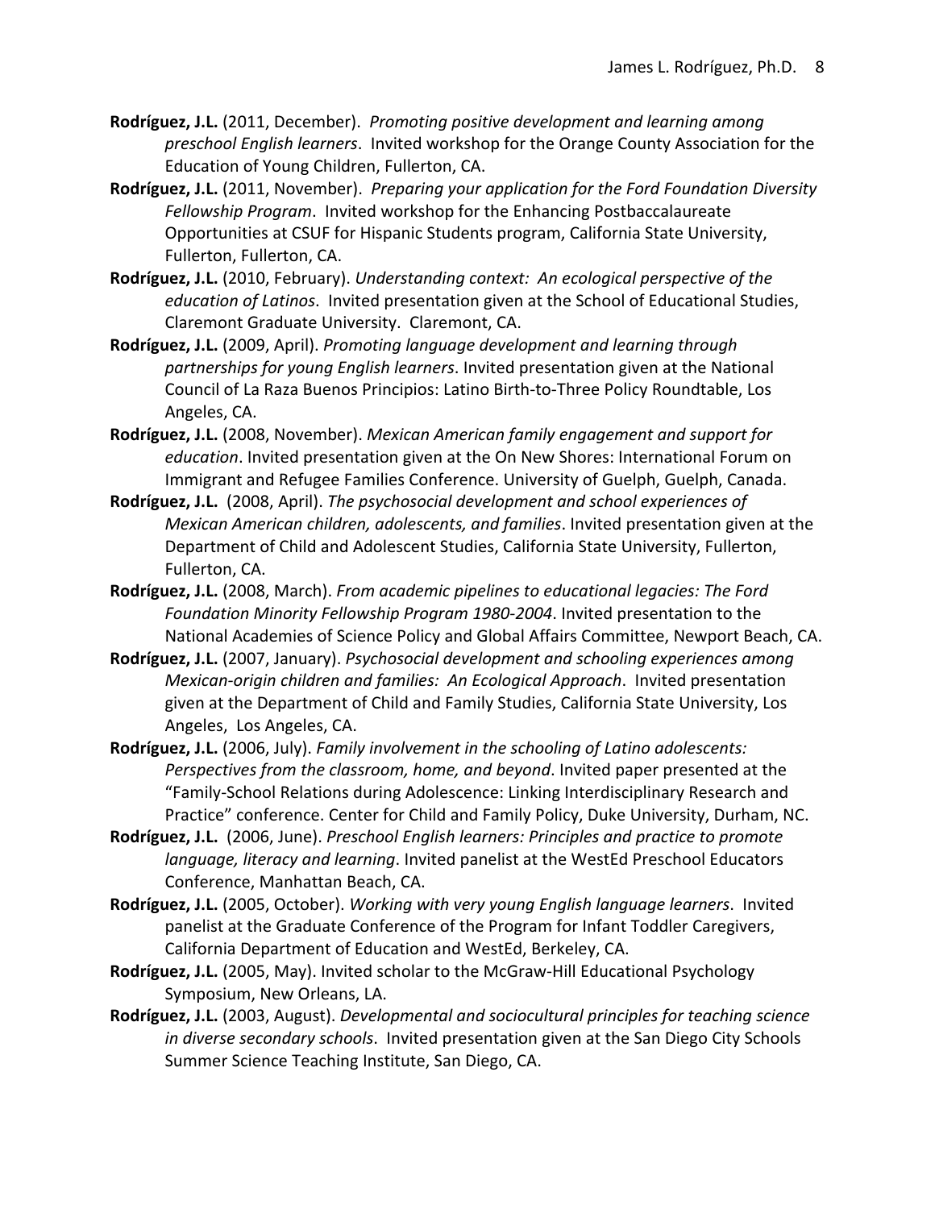**Rodríguez, J.L.** (2011, December). *Promoting positive development and learning among preschool English learners*. Invited workshop for the Orange County Association for the Education of Young Children, Fullerton, CA.

**Rodríguez, J.L.** (2011, November). *Preparing your application for the Ford Foundation Diversity Fellowship Program*. Invited workshop for the Enhancing Postbaccalaureate Opportunities at CSUF for Hispanic Students program, California State University, Fullerton, Fullerton, CA.

**Rodríguez, J.L.** (2010, February). *Understanding context: An ecological perspective of the education of Latinos*. Invited presentation given at the School of Educational Studies, Claremont Graduate University. Claremont, CA.

**Rodríguez, J.L.** (2009, April). *Promoting language development and learning through partnerships for young English learners*. Invited presentation given at the National Council of La Raza Buenos Principios: Latino Birth-to-Three Policy Roundtable, Los Angeles, CA.

**Rodríguez, J.L.** (2008, November). *Mexican American family engagement and support for education*. Invited presentation given at the On New Shores: International Forum on Immigrant and Refugee Families Conference. University of Guelph, Guelph, Canada.

**Rodríguez, J.L.** (2008, April). *The psychosocial development and school experiences of Mexican American children, adolescents, and families*. Invited presentation given at the Department of Child and Adolescent Studies, California State University, Fullerton, Fullerton, CA.

**Rodríguez, J.L.** (2008, March). *From academic pipelines to educational legacies: The Ford Foundation Minority Fellowship Program 1980-2004*. Invited presentation to the National Academies of Science Policy and Global Affairs Committee, Newport Beach, CA.

**Rodríguez, J.L.** (2007, January). *Psychosocial development and schooling experiences among Mexican-origin children and families: An Ecological Approach*. Invited presentation given at the Department of Child and Family Studies, California State University, Los Angeles, Los Angeles, CA.

**Rodríguez, J.L.** (2006, July). *Family involvement in the schooling of Latino adolescents: Perspectives from the classroom, home, and beyond*. Invited paper presented at the "Family-School Relations during Adolescence: Linking Interdisciplinary Research and Practice" conference. Center for Child and Family Policy, Duke University, Durham, NC.

**Rodríguez, J.L.** (2006, June). *Preschool English learners: Principles and practice to promote language, literacy and learning*. Invited panelist at the WestEd Preschool Educators Conference, Manhattan Beach, CA.

**Rodríguez, J.L.** (2005, October). *Working with very young English language learners*. Invited panelist at the Graduate Conference of the Program for Infant Toddler Caregivers, California Department of Education and WestEd, Berkeley, CA.

**Rodríguez, J.L.** (2005, May). Invited scholar to the McGraw-Hill Educational Psychology Symposium, New Orleans, LA.

**Rodríguez, J.L.** (2003, August). *Developmental and sociocultural principles for teaching science in diverse secondary schools*. Invited presentation given at the San Diego City Schools Summer Science Teaching Institute, San Diego, CA.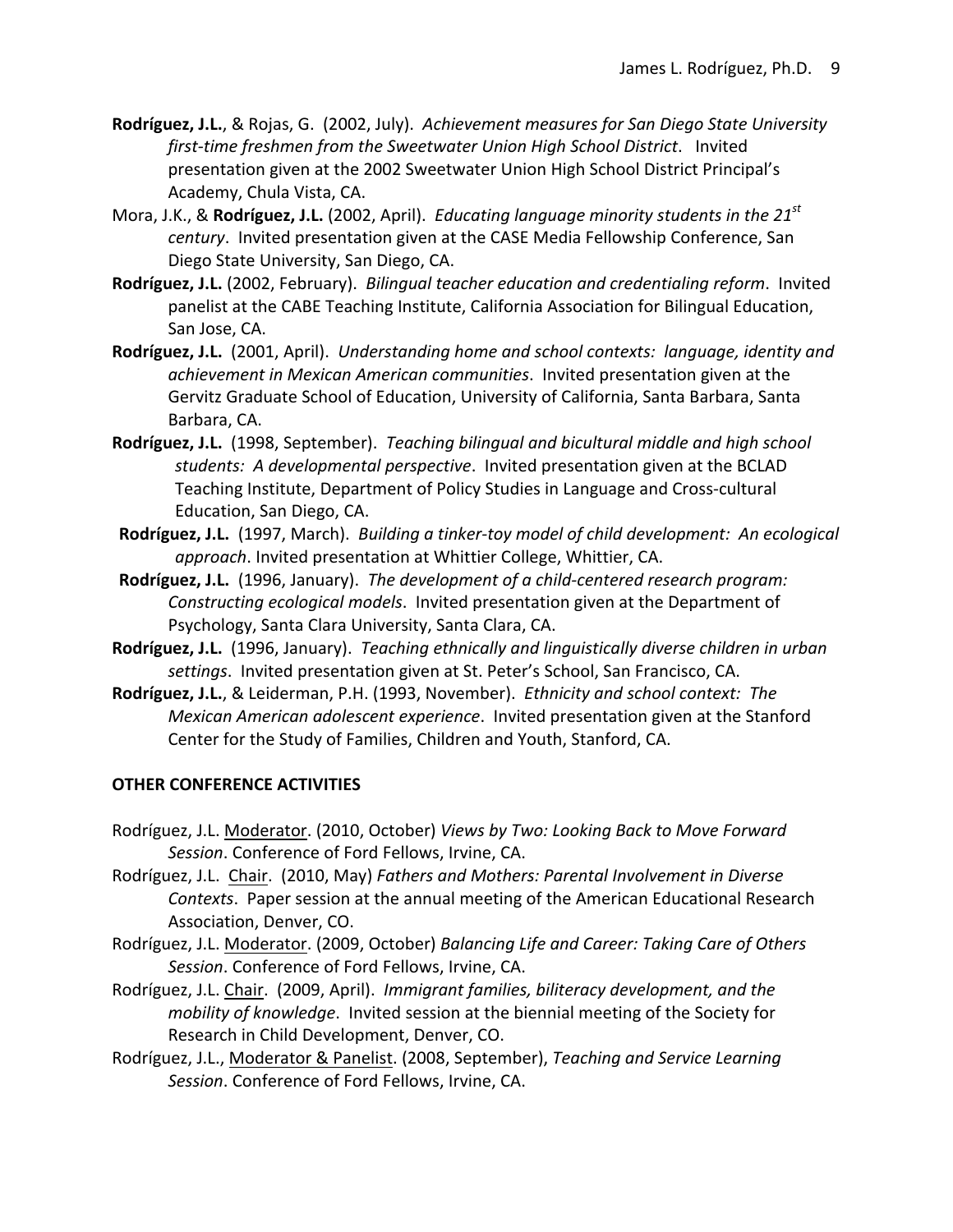**Rodríguez, J.L.**, & Rojas, G. (2002, July). *Achievement measures for San Diego State University first-time freshmen from the Sweetwater Union High School District*. Invited presentation given at the 2002 Sweetwater Union High School District Principal's Academy, Chula Vista, CA.

Mora, J.K., & **Rodríguez, J.L.** (2002, April). *Educating language minority students in the 21st century*. Invited presentation given at the CASE Media Fellowship Conference, San Diego State University, San Diego, CA.

**Rodríguez, J.L.** (2002, February). *Bilingual teacher education and credentialing reform*. Invited panelist at the CABE Teaching Institute, California Association for Bilingual Education, San Jose, CA.

**Rodríguez, J.L.** (2001, April). *Understanding home and school contexts: language, identity and achievement in Mexican American communities*. Invited presentation given at the Gervitz Graduate School of Education, University of California, Santa Barbara, Santa Barbara, CA.

**Rodríguez, J.L.** (1998, September). *Teaching bilingual and bicultural middle and high school students: A developmental perspective*. Invited presentation given at the BCLAD Teaching Institute, Department of Policy Studies in Language and Cross-cultural Education, San Diego, CA.

**Rodríguez, J.L.** (1997, March). *Building a tinker-toy model of child development: An ecological approach*. Invited presentation at Whittier College, Whittier, CA.

**Rodríguez, J.L.** (1996, January). *The development of a child-centered research program: Constructing ecological models*. Invited presentation given at the Department of Psychology, Santa Clara University, Santa Clara, CA.

**Rodríguez, J.L.** (1996, January). *Teaching ethnically and linguistically diverse children in urban settings*. Invited presentation given at St. Peter's School, San Francisco, CA.

**Rodríguez, J.L.**, & Leiderman, P.H. (1993, November). *Ethnicity and school context: The Mexican American adolescent experience*. Invited presentation given at the Stanford Center for the Study of Families, Children and Youth, Stanford, CA.

## OTHER CONFERENCE ACTIVITIES

Rodríguez, J.L. Moderator. (2010, October) *Views by Two: Looking Back to Move Forward Session*. Conference of Ford Fellows, Irvine, CA.

Rodríguez, J.L. Chair. (2010, May) *Fathers and Mothers: Parental Involvement in Diverse Contexts*. Paper session at the annual meeting of the American Educational Research Association, Denver, CO.

Rodríguez, J.L. Moderator. (2009, October) *Balancing Life and Career: Taking Care of Others Session*. Conference of Ford Fellows, Irvine, CA.

Rodríguez, J.L. Chair. (2009, April). *Immigrant families, biliteracy development, and the mobility of knowledge*. Invited session at the biennial meeting of the Society for Research in Child Development, Denver, CO.

Rodríguez, J.L., Moderator & Panelist. (2008, September), *Teaching and Service Learning Session*. Conference of Ford Fellows, Irvine, CA.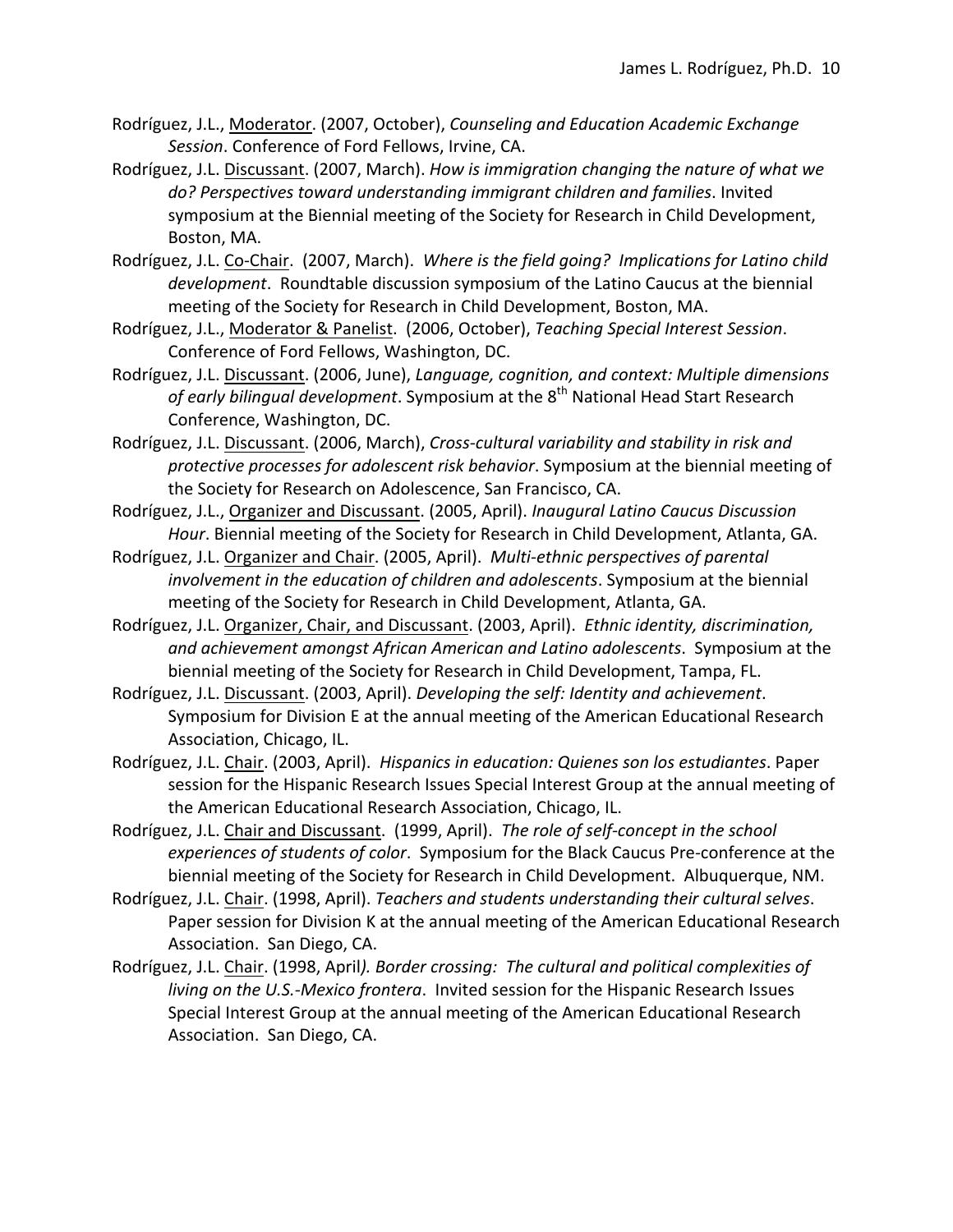Rodríguez, J.L., <u>Moderator</u>. (2007, October), *Counseling and Education Academic Exchange Session*. Conference of Ford Fellows, Irvine, CA.

Rodríguez, J.L. <u>Discussant</u>. (2007, March). *How is immigration changing the nature of what we do? Perspectives toward understanding immigrant children and families*. Invited symposium at the Biennial meeting of the Society for Research in Child Development, Boston, MA.

Rodríguez, J.L. <u>Co-Chair</u>. (2007, March). *Where is the field going? Implications for Latino child development*. Roundtable discussion symposium of the Latino Caucus at the biennial meeting of the Society for Research in Child Development, Boston, MA.

Rodríguez, J.L., <u>Moderator & Panelist</u>. (2006, October), *Teaching Special Interest Session*. Conference of Ford Fellows, Washington, DC.

Rodríguez, J.L. <u>Discussant</u>. (2006, June), *Language, cognition, and context: Multiple dimensions of early bilingual development*. Symposium at the 8th National Head Start Research Conference, Washington, DC.

Rodríguez, J.L. <u>Discussant</u>. (2006, March), *Cross-cultural variability and stability in risk and protective processes for adolescent risk behavior*. Symposium at the biennial meeting of the Society for Research on Adolescence, San Francisco, CA.

Rodríguez, J.L., <u>Organizer and Discussant</u>. (2005, April). *Inaugural Latino Caucus Discussion Hour*. Biennial meeting of the Society for Research in Child Development, Atlanta, GA.

Rodríguez, J.L. <u>Organizer and Chair</u>. (2005, April). *Multi-ethnic perspectives of parental involvement in the education of children and adolescents*. Symposium at the biennial meeting of the Society for Research in Child Development, Atlanta, GA.

Rodríguez, J.L. <u>Organizer, Chair, and Discussant</u>. (2003, April). *Ethnic identity, discrimination, and achievement amongst African American and Latino adolescents*. Symposium at the biennial meeting of the Society for Research in Child Development, Tampa, FL.

Rodríguez, J.L. <u>Discussant</u>. (2003, April). *Developing the self: Identity and achievement*. Symposium for Division E at the annual meeting of the American Educational Research Association, Chicago, IL.

Rodríguez, J.L. <u>Chair</u>. (2003, April). *Hispanics in education: Quienes son los estudiantes*. Paper session for the Hispanic Research Issues Special Interest Group at the annual meeting of the American Educational Research Association, Chicago, IL.

Rodríguez, J.L. <u>Chair and Discussant</u>. (1999, April). *The role of self-concept in the school experiences of students of color*. Symposium for the Black Caucus Pre-conference at the biennial meeting of the Society for Research in Child Development. Albuquerque, NM.

Rodríguez, J.L. <u>Chair</u>. (1998, April). *Teachers and students understanding their cultural selves*. Paper session for Division K at the annual meeting of the American Educational Research Association. San Diego, CA.

Rodríguez, J.L. <u>Chair</u>. (1998, April*). Border crossing: The cultural and political complexities of living on the U.S.-Mexico frontera*. Invited session for the Hispanic Research Issues Special Interest Group at the annual meeting of the American Educational Research Association. San Diego, CA.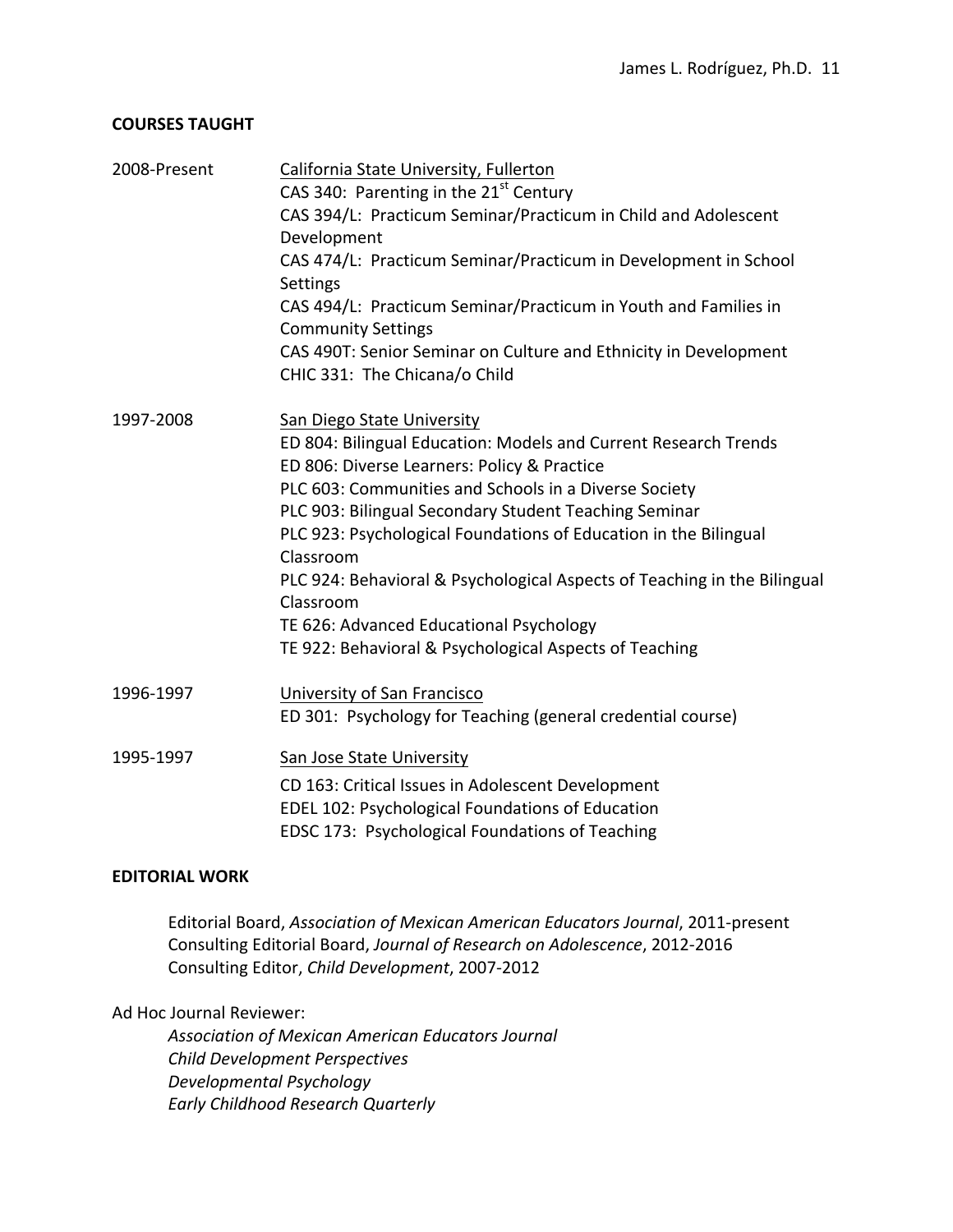## COURSES TAUGHT

2008-Present — California State University, Fullerton

- CAS 340: Parenting in the 21st Century
- CAS 394/L: Practicum Seminar/Practicum in Child and Adolescent Development
- CAS 474/L: Practicum Seminar/Practicum in Development in School Settings
- CAS 494/L: Practicum Seminar/Practicum in Youth and Families in Community Settings
- CAS 490T: Senior Seminar on Culture and Ethnicity in Development
- CHIC 331: The Chicana/o Child

1997-2008 — San Diego State University

- ED 804: Bilingual Education: Models and Current Research Trends
- ED 806: Diverse Learners: Policy & Practice
- PLC 603: Communities and Schools in a Diverse Society
- PLC 903: Bilingual Secondary Student Teaching Seminar
- PLC 923: Psychological Foundations of Education in the Bilingual Classroom
- PLC 924: Behavioral & Psychological Aspects of Teaching in the Bilingual Classroom
- TE 626: Advanced Educational Psychology
- TE 922: Behavioral & Psychological Aspects of Teaching

1996-1997 — University of San Francisco

- ED 301: Psychology for Teaching (general credential course)

1995-1997 — San Jose State University

- CD 163: Critical Issues in Adolescent Development
- EDEL 102: Psychological Foundations of Education
- EDSC 173: Psychological Foundations of Teaching

## EDITORIAL WORK

Editorial Board, *Association of Mexican American Educators Journal*, 2011-present
Consulting Editorial Board, *Journal of Research on Adolescence*, 2012-2016
Consulting Editor, *Child Development*, 2007-2012

Ad Hoc Journal Reviewer:

*Association of Mexican American Educators Journal*
*Child Development Perspectives*
*Developmental Psychology*
*Early Childhood Research Quarterly*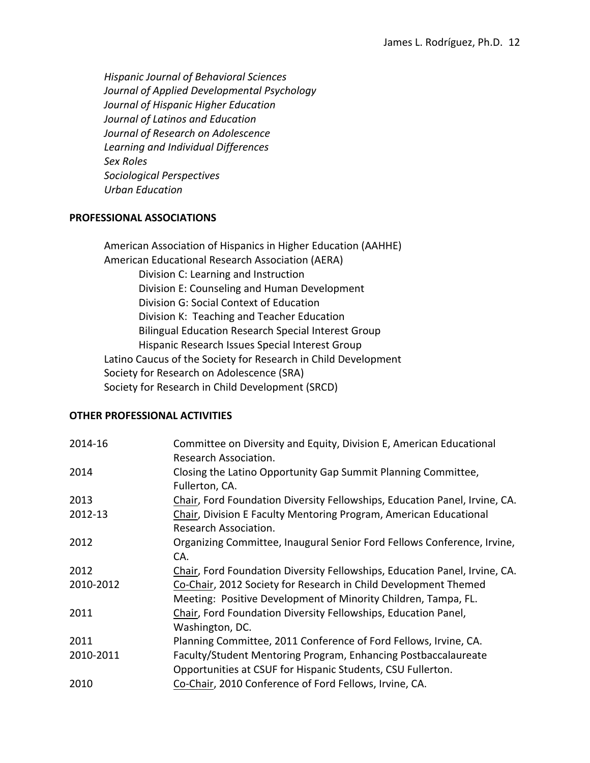*Hispanic Journal of Behavioral Sciences*
*Journal of Applied Developmental Psychology*
*Journal of Hispanic Higher Education*
*Journal of Latinos and Education*
*Journal of Research on Adolescence*
*Learning and Individual Differences*
*Sex Roles*
*Sociological Perspectives*
*Urban Education*

## PROFESSIONAL ASSOCIATIONS

American Association of Hispanics in Higher Education (AAHHE)
American Educational Research Association (AERA)
- Division C: Learning and Instruction
- Division E: Counseling and Human Development
- Division G: Social Context of Education
- Division K: Teaching and Teacher Education
- Bilingual Education Research Special Interest Group
- Hispanic Research Issues Special Interest Group

Latino Caucus of the Society for Research in Child Development
Society for Research on Adolescence (SRA)
Society for Research in Child Development (SRCD)

## OTHER PROFESSIONAL ACTIVITIES

| | |
|---|---|
| 2014-16 | Committee on Diversity and Equity, Division E, American Educational Research Association. |
| 2014 | Closing the Latino Opportunity Gap Summit Planning Committee, Fullerton, CA. |
| 2013 | Chair, Ford Foundation Diversity Fellowships, Education Panel, Irvine, CA. |
| 2012-13 | Chair, Division E Faculty Mentoring Program, American Educational Research Association. |
| 2012 | Organizing Committee, Inaugural Senior Ford Fellows Conference, Irvine, CA. |
| 2012 | Chair, Ford Foundation Diversity Fellowships, Education Panel, Irvine, CA. |
| 2010-2012 | Co-Chair, 2012 Society for Research in Child Development Themed Meeting: Positive Development of Minority Children, Tampa, FL. |
| 2011 | Chair, Ford Foundation Diversity Fellowships, Education Panel, Washington, DC. |
| 2011 | Planning Committee, 2011 Conference of Ford Fellows, Irvine, CA. |
| 2010-2011 | Faculty/Student Mentoring Program, Enhancing Postbaccalaureate Opportunities at CSUF for Hispanic Students, CSU Fullerton. |
| 2010 | Co-Chair, 2010 Conference of Ford Fellows, Irvine, CA. |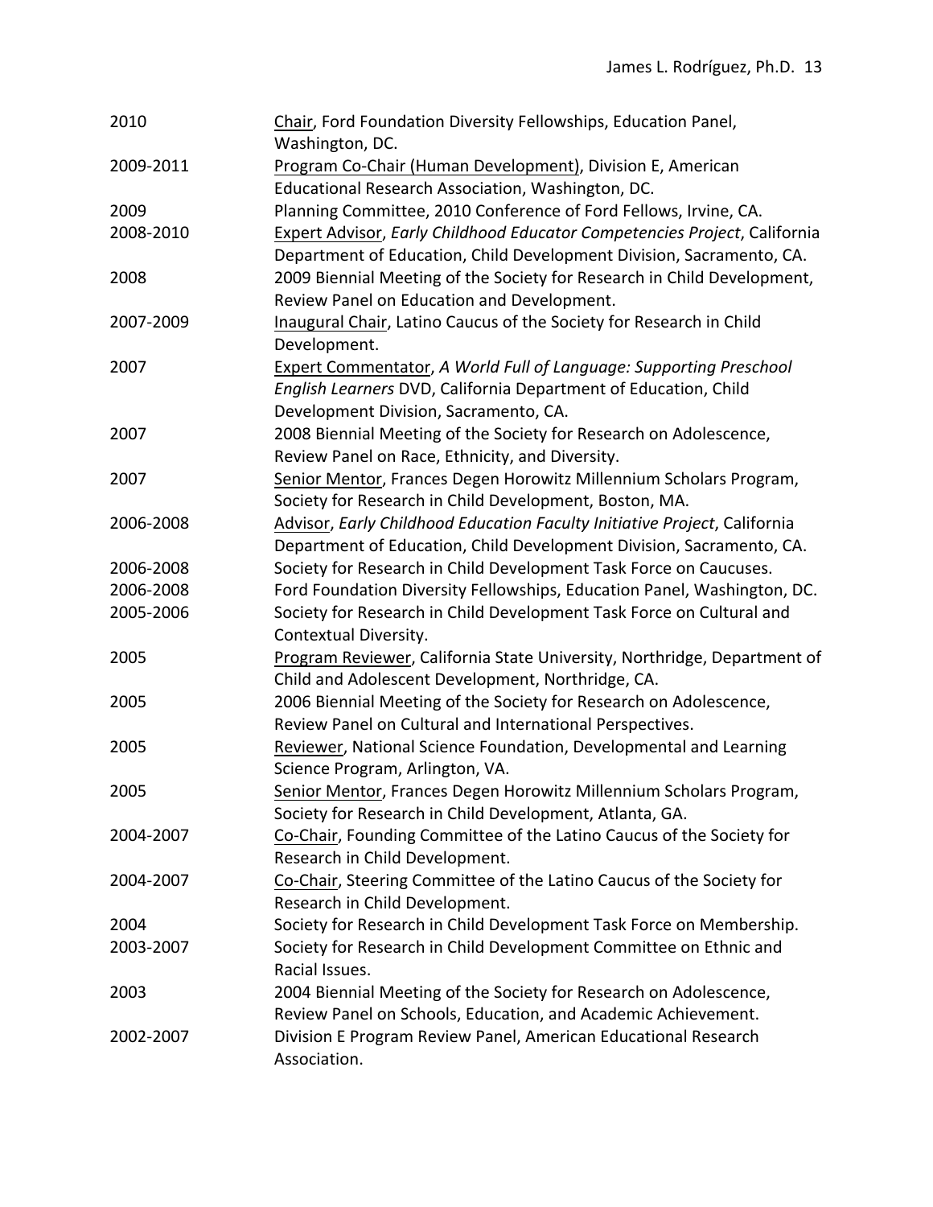| | |
|---|---|
| 2010 | <u>Chair</u>, Ford Foundation Diversity Fellowships, Education Panel, Washington, DC. |
| 2009-2011 | <u>Program Co-Chair (Human Development)</u>, Division E, American Educational Research Association, Washington, DC. |
| 2009 | Planning Committee, 2010 Conference of Ford Fellows, Irvine, CA. |
| 2008-2010 | <u>Expert Advisor</u>, *Early Childhood Educator Competencies Project*, California Department of Education, Child Development Division, Sacramento, CA. |
| 2008 | 2009 Biennial Meeting of the Society for Research in Child Development, Review Panel on Education and Development. |
| 2007-2009 | <u>Inaugural Chair</u>, Latino Caucus of the Society for Research in Child Development. |
| 2007 | <u>Expert Commentator</u>, *A World Full of Language: Supporting Preschool English Learners* DVD, California Department of Education, Child Development Division, Sacramento, CA. |
| 2007 | 2008 Biennial Meeting of the Society for Research on Adolescence, Review Panel on Race, Ethnicity, and Diversity. |
| 2007 | <u>Senior Mentor</u>, Frances Degen Horowitz Millennium Scholars Program, Society for Research in Child Development, Boston, MA. |
| 2006-2008 | <u>Advisor</u>, *Early Childhood Education Faculty Initiative Project*, California Department of Education, Child Development Division, Sacramento, CA. |
| 2006-2008 | Society for Research in Child Development Task Force on Caucuses. |
| 2006-2008 | Ford Foundation Diversity Fellowships, Education Panel, Washington, DC. |
| 2005-2006 | Society for Research in Child Development Task Force on Cultural and Contextual Diversity. |
| 2005 | <u>Program Reviewer</u>, California State University, Northridge, Department of Child and Adolescent Development, Northridge, CA. |
| 2005 | 2006 Biennial Meeting of the Society for Research on Adolescence, Review Panel on Cultural and International Perspectives. |
| 2005 | <u>Reviewer</u>, National Science Foundation, Developmental and Learning Science Program, Arlington, VA. |
| 2005 | <u>Senior Mentor</u>, Frances Degen Horowitz Millennium Scholars Program, Society for Research in Child Development, Atlanta, GA. |
| 2004-2007 | <u>Co-Chair</u>, Founding Committee of the Latino Caucus of the Society for Research in Child Development. |
| 2004-2007 | <u>Co-Chair</u>, Steering Committee of the Latino Caucus of the Society for Research in Child Development. |
| 2004 | Society for Research in Child Development Task Force on Membership. |
| 2003-2007 | Society for Research in Child Development Committee on Ethnic and Racial Issues. |
| 2003 | 2004 Biennial Meeting of the Society for Research on Adolescence, Review Panel on Schools, Education, and Academic Achievement. |
| 2002-2007 | Division E Program Review Panel, American Educational Research Association. |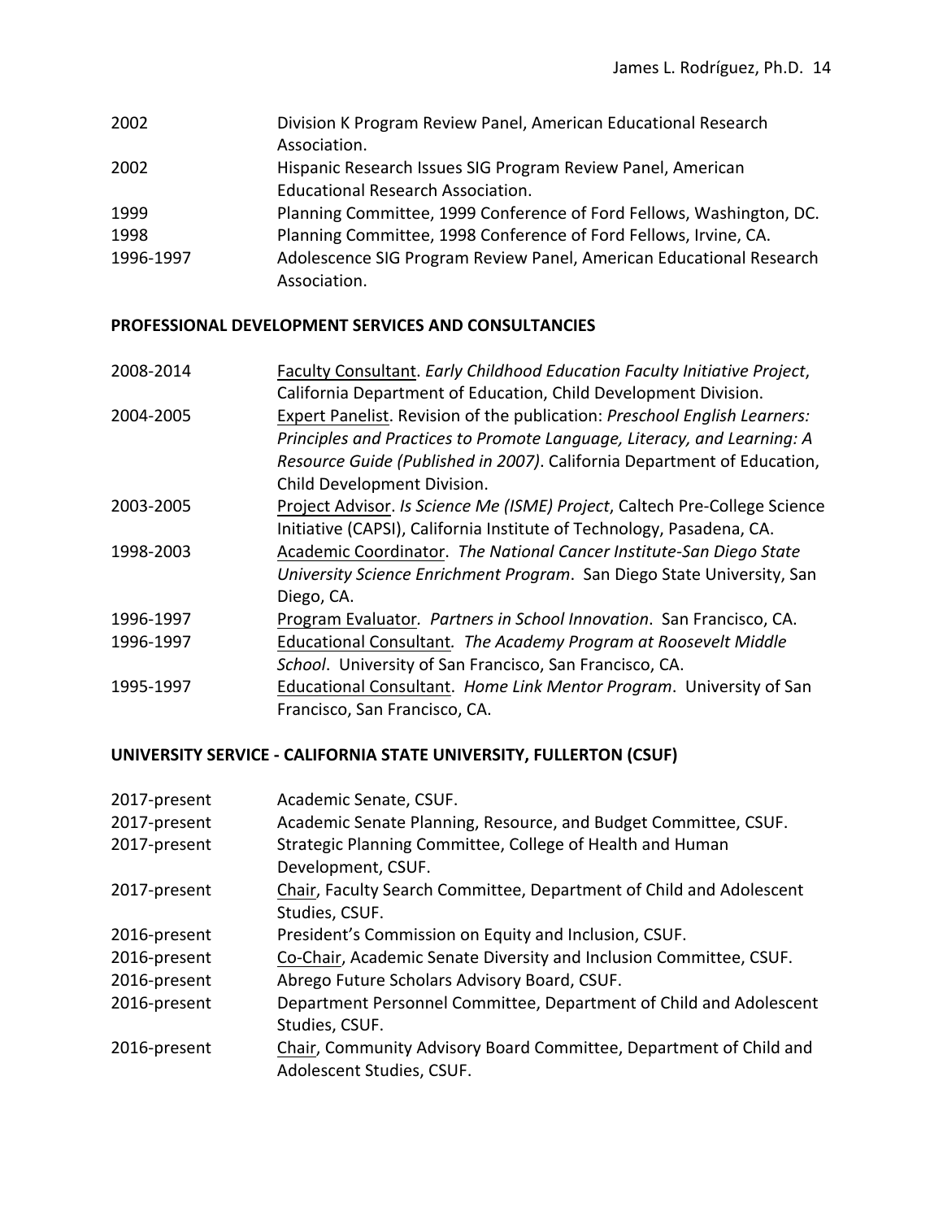| | |
|---|---|
| 2002 | Division K Program Review Panel, American Educational Research Association. |
| 2002 | Hispanic Research Issues SIG Program Review Panel, American Educational Research Association. |
| 1999 | Planning Committee, 1999 Conference of Ford Fellows, Washington, DC. |
| 1998 | Planning Committee, 1998 Conference of Ford Fellows, Irvine, CA. |
| 1996-1997 | Adolescence SIG Program Review Panel, American Educational Research Association. |

**PROFESSIONAL DEVELOPMENT SERVICES AND CONSULTANCIES**

| | |
|---|---|
| 2008-2014 | Faculty Consultant. *Early Childhood Education Faculty Initiative Project*, California Department of Education, Child Development Division. |
| 2004-2005 | Expert Panelist. Revision of the publication: *Preschool English Learners: Principles and Practices to Promote Language, Literacy, and Learning: A Resource Guide (Published in 2007)*. California Department of Education, Child Development Division. |
| 2003-2005 | Project Advisor. *Is Science Me (ISME) Project*, Caltech Pre-College Science Initiative (CAPSI), California Institute of Technology, Pasadena, CA. |
| 1998-2003 | Academic Coordinator. *The National Cancer Institute-San Diego State University Science Enrichment Program*. San Diego State University, San Diego, CA. |
| 1996-1997 | Program Evaluator. *Partners in School Innovation*. San Francisco, CA. |
| 1996-1997 | Educational Consultant. *The Academy Program at Roosevelt Middle School*. University of San Francisco, San Francisco, CA. |
| 1995-1997 | Educational Consultant. *Home Link Mentor Program*. University of San Francisco, San Francisco, CA. |

**UNIVERSITY SERVICE - CALIFORNIA STATE UNIVERSITY, FULLERTON (CSUF)**

| | |
|---|---|
| 2017-present | Academic Senate, CSUF. |
| 2017-present | Academic Senate Planning, Resource, and Budget Committee, CSUF. |
| 2017-present | Strategic Planning Committee, College of Health and Human Development, CSUF. |
| 2017-present | Chair, Faculty Search Committee, Department of Child and Adolescent Studies, CSUF. |
| 2016-present | President's Commission on Equity and Inclusion, CSUF. |
| 2016-present | Co-Chair, Academic Senate Diversity and Inclusion Committee, CSUF. |
| 2016-present | Abrego Future Scholars Advisory Board, CSUF. |
| 2016-present | Department Personnel Committee, Department of Child and Adolescent Studies, CSUF. |
| 2016-present | Chair, Community Advisory Board Committee, Department of Child and Adolescent Studies, CSUF. |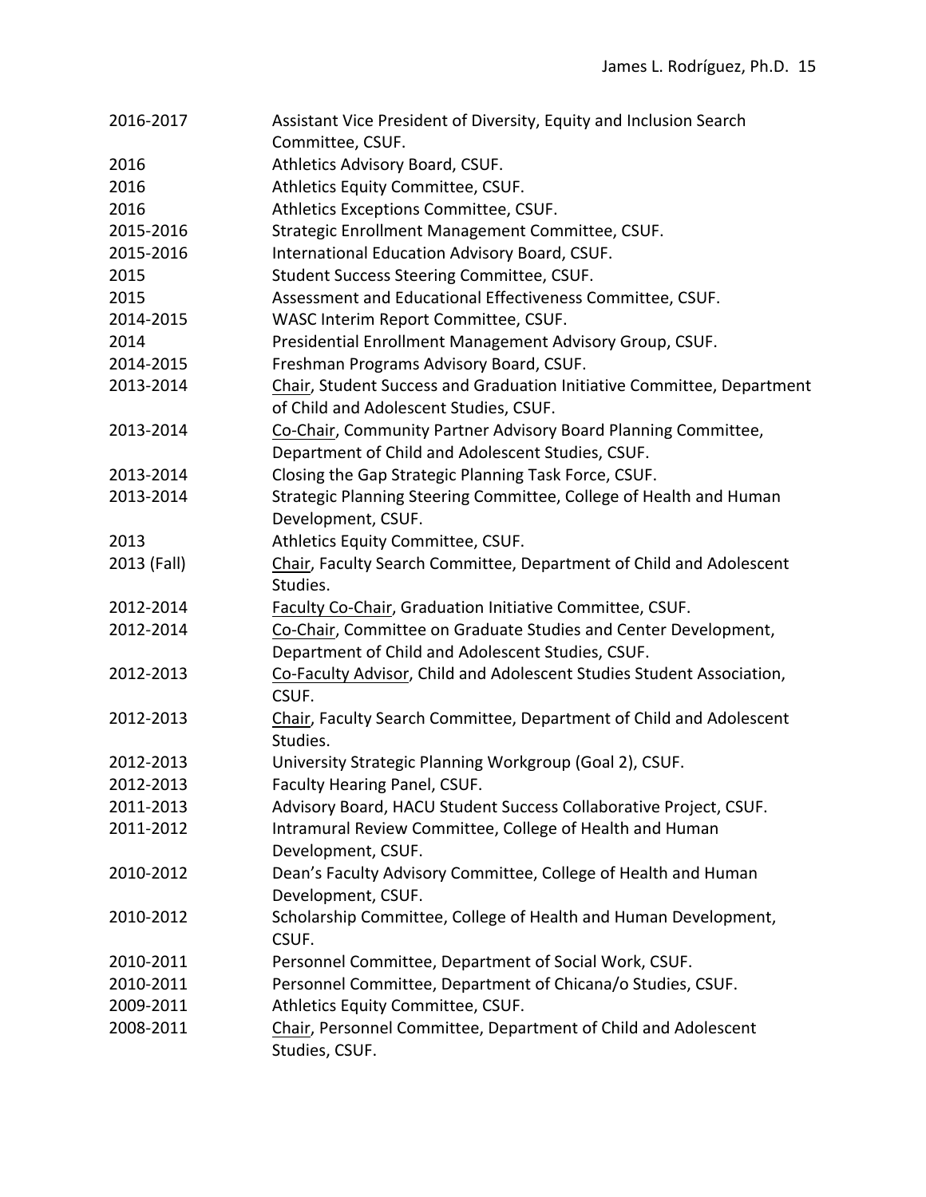| | |
|---|---|
| 2016-2017 | Assistant Vice President of Diversity, Equity and Inclusion Search Committee, CSUF. |
| 2016 | Athletics Advisory Board, CSUF. |
| 2016 | Athletics Equity Committee, CSUF. |
| 2016 | Athletics Exceptions Committee, CSUF. |
| 2015-2016 | Strategic Enrollment Management Committee, CSUF. |
| 2015-2016 | International Education Advisory Board, CSUF. |
| 2015 | Student Success Steering Committee, CSUF. |
| 2015 | Assessment and Educational Effectiveness Committee, CSUF. |
| 2014-2015 | WASC Interim Report Committee, CSUF. |
| 2014 | Presidential Enrollment Management Advisory Group, CSUF. |
| 2014-2015 | Freshman Programs Advisory Board, CSUF. |
| 2013-2014 | <u>Chair</u>, Student Success and Graduation Initiative Committee, Department of Child and Adolescent Studies, CSUF. |
| 2013-2014 | <u>Co-Chair</u>, Community Partner Advisory Board Planning Committee, Department of Child and Adolescent Studies, CSUF. |
| 2013-2014 | Closing the Gap Strategic Planning Task Force, CSUF. |
| 2013-2014 | Strategic Planning Steering Committee, College of Health and Human Development, CSUF. |
| 2013 | Athletics Equity Committee, CSUF. |
| 2013 (Fall) | <u>Chair</u>, Faculty Search Committee, Department of Child and Adolescent Studies. |
| 2012-2014 | <u>Faculty Co-Chair</u>, Graduation Initiative Committee, CSUF. |
| 2012-2014 | <u>Co-Chair</u>, Committee on Graduate Studies and Center Development, Department of Child and Adolescent Studies, CSUF. |
| 2012-2013 | <u>Co-Faculty Advisor</u>, Child and Adolescent Studies Student Association, CSUF. |
| 2012-2013 | <u>Chair</u>, Faculty Search Committee, Department of Child and Adolescent Studies. |
| 2012-2013 | University Strategic Planning Workgroup (Goal 2), CSUF. |
| 2012-2013 | Faculty Hearing Panel, CSUF. |
| 2011-2013 | Advisory Board, HACU Student Success Collaborative Project, CSUF. |
| 2011-2012 | Intramural Review Committee, College of Health and Human Development, CSUF. |
| 2010-2012 | Dean's Faculty Advisory Committee, College of Health and Human Development, CSUF. |
| 2010-2012 | Scholarship Committee, College of Health and Human Development, CSUF. |
| 2010-2011 | Personnel Committee, Department of Social Work, CSUF. |
| 2010-2011 | Personnel Committee, Department of Chicana/o Studies, CSUF. |
| 2009-2011 | Athletics Equity Committee, CSUF. |
| 2008-2011 | <u>Chair</u>, Personnel Committee, Department of Child and Adolescent Studies, CSUF. |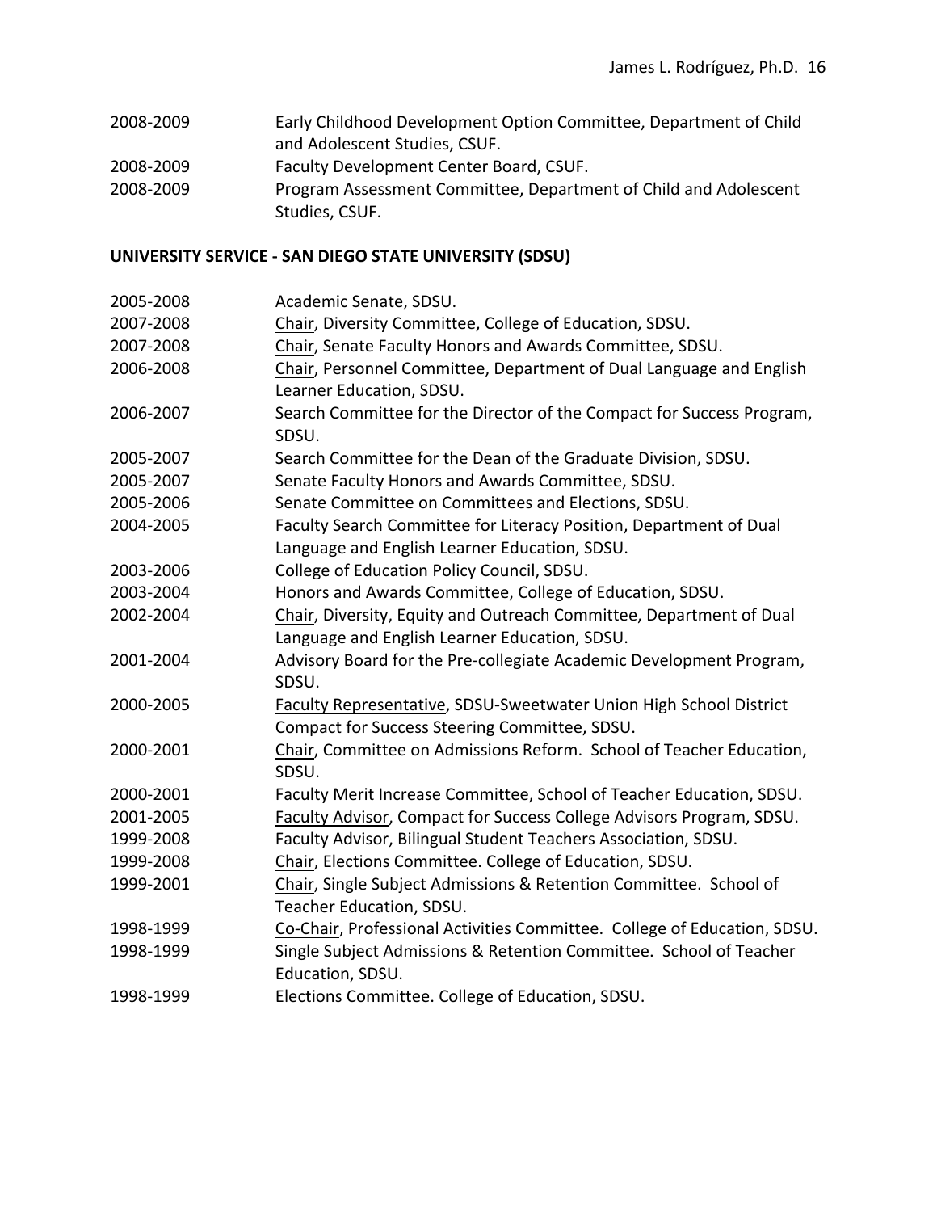2008-2009 Early Childhood Development Option Committee, Department of Child and Adolescent Studies, CSUF.

2008-2009 Faculty Development Center Board, CSUF.

2008-2009 Program Assessment Committee, Department of Child and Adolescent Studies, CSUF.

## UNIVERSITY SERVICE - SAN DIEGO STATE UNIVERSITY (SDSU)

| | |
|---|---|
| 2005-2008 | Academic Senate, SDSU. |
| 2007-2008 | <u>Chair</u>, Diversity Committee, College of Education, SDSU. |
| 2007-2008 | <u>Chair</u>, Senate Faculty Honors and Awards Committee, SDSU. |
| 2006-2008 | <u>Chair</u>, Personnel Committee, Department of Dual Language and English Learner Education, SDSU. |
| 2006-2007 | Search Committee for the Director of the Compact for Success Program, SDSU. |
| 2005-2007 | Search Committee for the Dean of the Graduate Division, SDSU. |
| 2005-2007 | Senate Faculty Honors and Awards Committee, SDSU. |
| 2005-2006 | Senate Committee on Committees and Elections, SDSU. |
| 2004-2005 | Faculty Search Committee for Literacy Position, Department of Dual Language and English Learner Education, SDSU. |
| 2003-2006 | College of Education Policy Council, SDSU. |
| 2003-2004 | Honors and Awards Committee, College of Education, SDSU. |
| 2002-2004 | <u>Chair</u>, Diversity, Equity and Outreach Committee, Department of Dual Language and English Learner Education, SDSU. |
| 2001-2004 | Advisory Board for the Pre-collegiate Academic Development Program, SDSU. |
| 2000-2005 | <u>Faculty Representative</u>, SDSU-Sweetwater Union High School District Compact for Success Steering Committee, SDSU. |
| 2000-2001 | <u>Chair</u>, Committee on Admissions Reform. School of Teacher Education, SDSU. |
| 2000-2001 | Faculty Merit Increase Committee, School of Teacher Education, SDSU. |
| 2001-2005 | <u>Faculty Advisor</u>, Compact for Success College Advisors Program, SDSU. |
| 1999-2008 | <u>Faculty Advisor</u>, Bilingual Student Teachers Association, SDSU. |
| 1999-2008 | <u>Chair</u>, Elections Committee. College of Education, SDSU. |
| 1999-2001 | <u>Chair</u>, Single Subject Admissions & Retention Committee. School of Teacher Education, SDSU. |
| 1998-1999 | <u>Co-Chair</u>, Professional Activities Committee. College of Education, SDSU. |
| 1998-1999 | Single Subject Admissions & Retention Committee. School of Teacher Education, SDSU. |
| 1998-1999 | Elections Committee. College of Education, SDSU. |